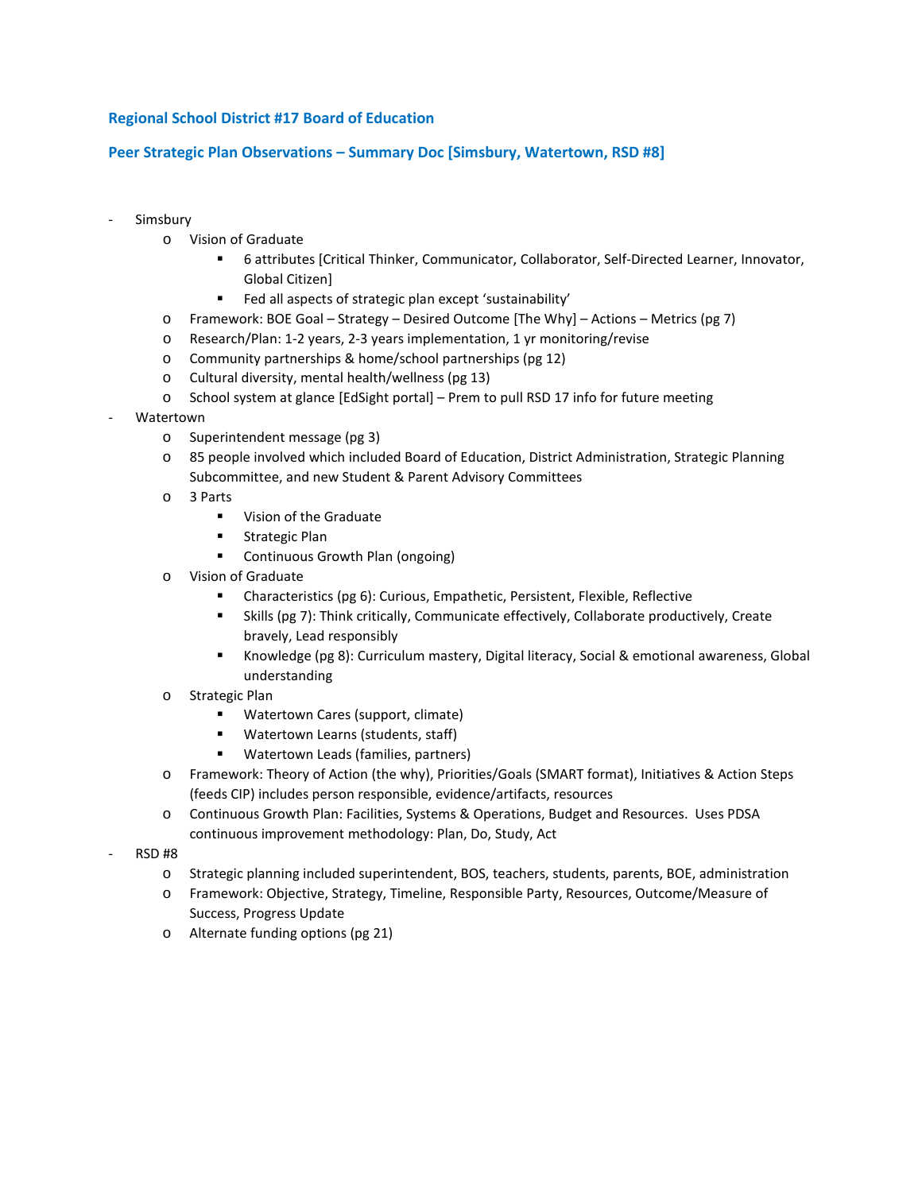## Regional School District #17 Board of Education

## Peer Strategic Plan Observations – Summary Doc [Simsbury, Watertown, RSD #8]

- Simsbury
  - Vision of Graduate
    - 6 attributes [Critical Thinker, Communicator, Collaborator, Self-Directed Learner, Innovator, Global Citizen]
    - Fed all aspects of strategic plan except 'sustainability'
  - Framework: BOE Goal – Strategy – Desired Outcome [The Why] – Actions – Metrics (pg 7)
  - Research/Plan: 1-2 years, 2-3 years implementation, 1 yr monitoring/revise
  - Community partnerships & home/school partnerships (pg 12)
  - Cultural diversity, mental health/wellness (pg 13)
  - School system at glance [EdSight portal] – Prem to pull RSD 17 info for future meeting
- Watertown
  - Superintendent message (pg 3)
  - 85 people involved which included Board of Education, District Administration, Strategic Planning Subcommittee, and new Student & Parent Advisory Committees
  - 3 Parts
    - Vision of the Graduate
    - Strategic Plan
    - Continuous Growth Plan (ongoing)
  - Vision of Graduate
    - Characteristics (pg 6): Curious, Empathetic, Persistent, Flexible, Reflective
    - Skills (pg 7): Think critically, Communicate effectively, Collaborate productively, Create bravely, Lead responsibly
    - Knowledge (pg 8): Curriculum mastery, Digital literacy, Social & emotional awareness, Global understanding
  - Strategic Plan
    - Watertown Cares (support, climate)
    - Watertown Learns (students, staff)
    - Watertown Leads (families, partners)
  - Framework: Theory of Action (the why), Priorities/Goals (SMART format), Initiatives & Action Steps (feeds CIP) includes person responsible, evidence/artifacts, resources
  - Continuous Growth Plan: Facilities, Systems & Operations, Budget and Resources. Uses PDSA continuous improvement methodology: Plan, Do, Study, Act
- RSD #8
  - Strategic planning included superintendent, BOS, teachers, students, parents, BOE, administration
  - Framework: Objective, Strategy, Timeline, Responsible Party, Resources, Outcome/Measure of Success, Progress Update
  - Alternate funding options (pg 21)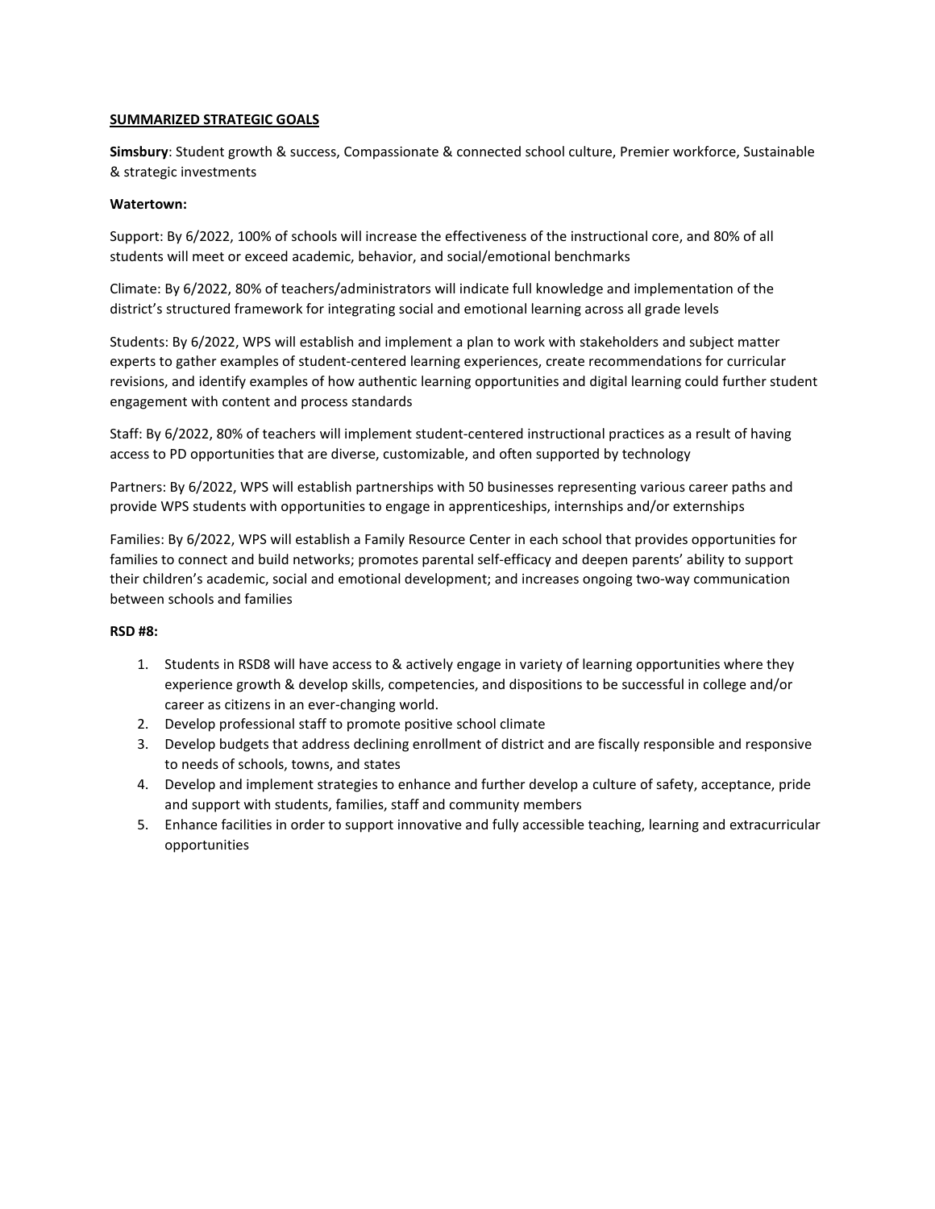**SUMMARIZED STRATEGIC GOALS**

**Simsbury**: Student growth & success, Compassionate & connected school culture, Premier workforce, Sustainable & strategic investments

**Watertown:**

Support: By 6/2022, 100% of schools will increase the effectiveness of the instructional core, and 80% of all students will meet or exceed academic, behavior, and social/emotional benchmarks

Climate: By 6/2022, 80% of teachers/administrators will indicate full knowledge and implementation of the district's structured framework for integrating social and emotional learning across all grade levels

Students: By 6/2022, WPS will establish and implement a plan to work with stakeholders and subject matter experts to gather examples of student-centered learning experiences, create recommendations for curricular revisions, and identify examples of how authentic learning opportunities and digital learning could further student engagement with content and process standards

Staff: By 6/2022, 80% of teachers will implement student-centered instructional practices as a result of having access to PD opportunities that are diverse, customizable, and often supported by technology

Partners: By 6/2022, WPS will establish partnerships with 50 businesses representing various career paths and provide WPS students with opportunities to engage in apprenticeships, internships and/or externships

Families: By 6/2022, WPS will establish a Family Resource Center in each school that provides opportunities for families to connect and build networks; promotes parental self-efficacy and deepen parents' ability to support their children's academic, social and emotional development; and increases ongoing two-way communication between schools and families

**RSD #8:**

1. Students in RSD8 will have access to & actively engage in variety of learning opportunities where they experience growth & develop skills, competencies, and dispositions to be successful in college and/or career as citizens in an ever-changing world.
2. Develop professional staff to promote positive school climate
3. Develop budgets that address declining enrollment of district and are fiscally responsible and responsive to needs of schools, towns, and states
4. Develop and implement strategies to enhance and further develop a culture of safety, acceptance, pride and support with students, families, staff and community members
5. Enhance facilities in order to support innovative and fully accessible teaching, learning and extracurricular opportunities